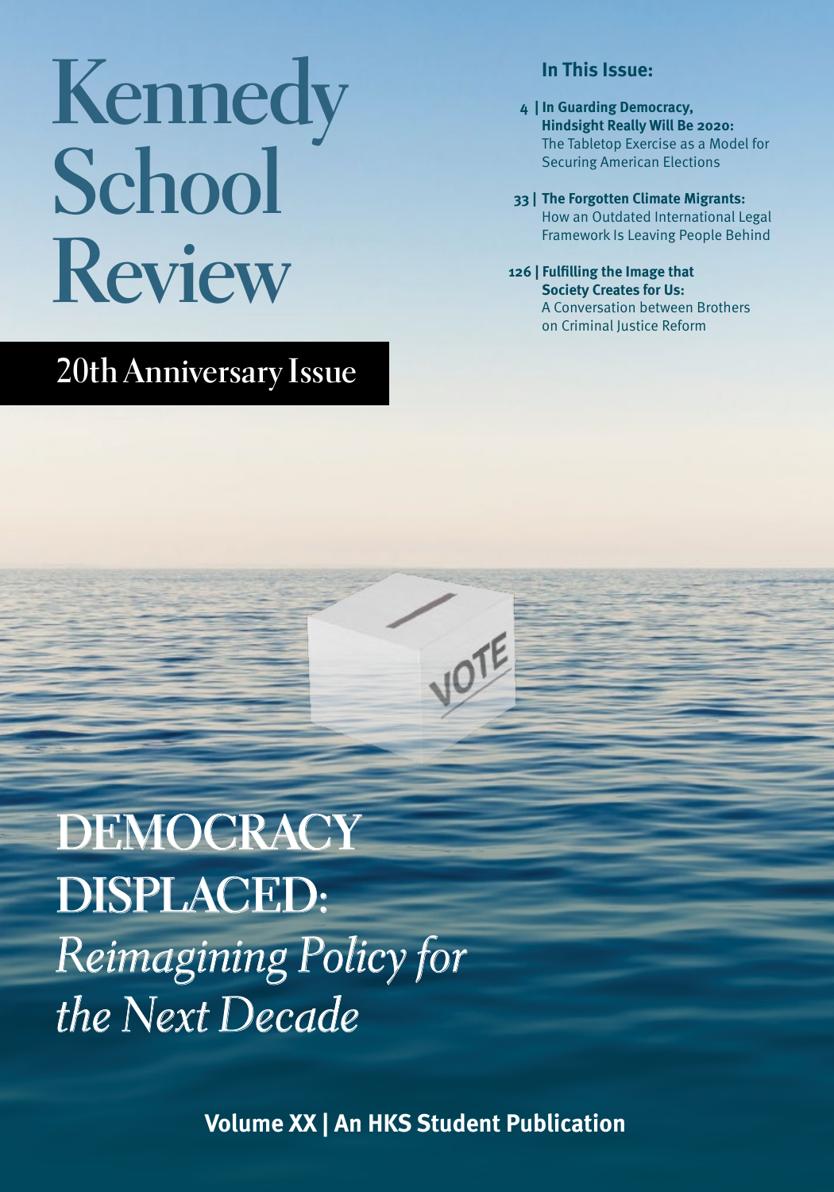# Kennedy School Review

## 20th Anniversary Issue

### In This Issue:

- **4 | In Guarding Democracy, Hindsight Really Will Be 2020:** The Tabletop Exercise as a Model for Securing American Elections
- **33 | The Forgotten Climate Migrants:** How an Outdated International Legal Framework Is Leaving People Behind
- **126 | Fulfilling the Image that Society Creates for Us:** A Conversation between Brothers on Criminal Justice Reform

VOTE

# DEMOCRACY DISPLACED: *Reimagining Policy for the Next Decade*

**Volume XX | An HKS Student Publication**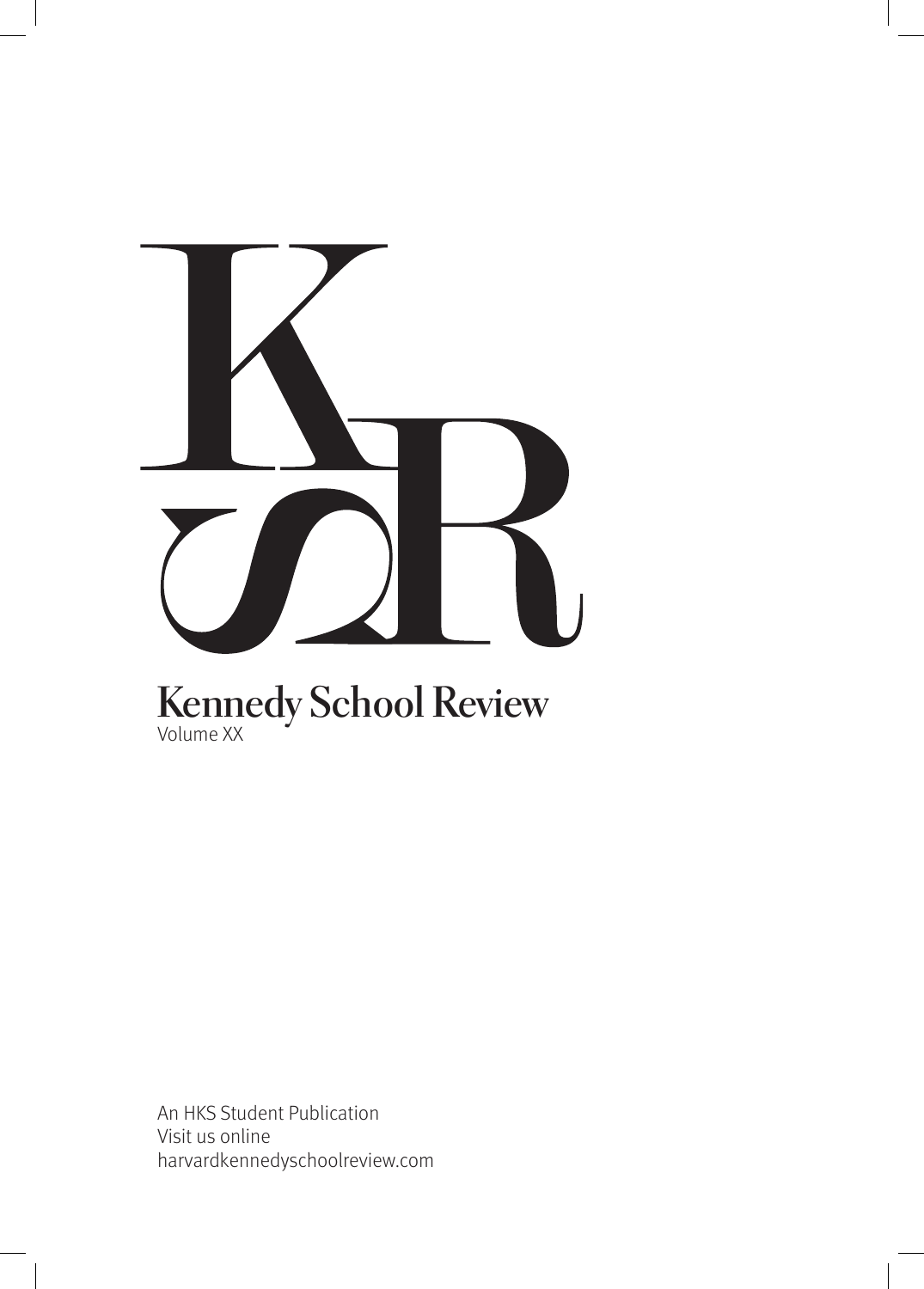# Kennedy School Review

Volume XX

An HKS Student Publication
Visit us online
harvardkennedyschoolreview.com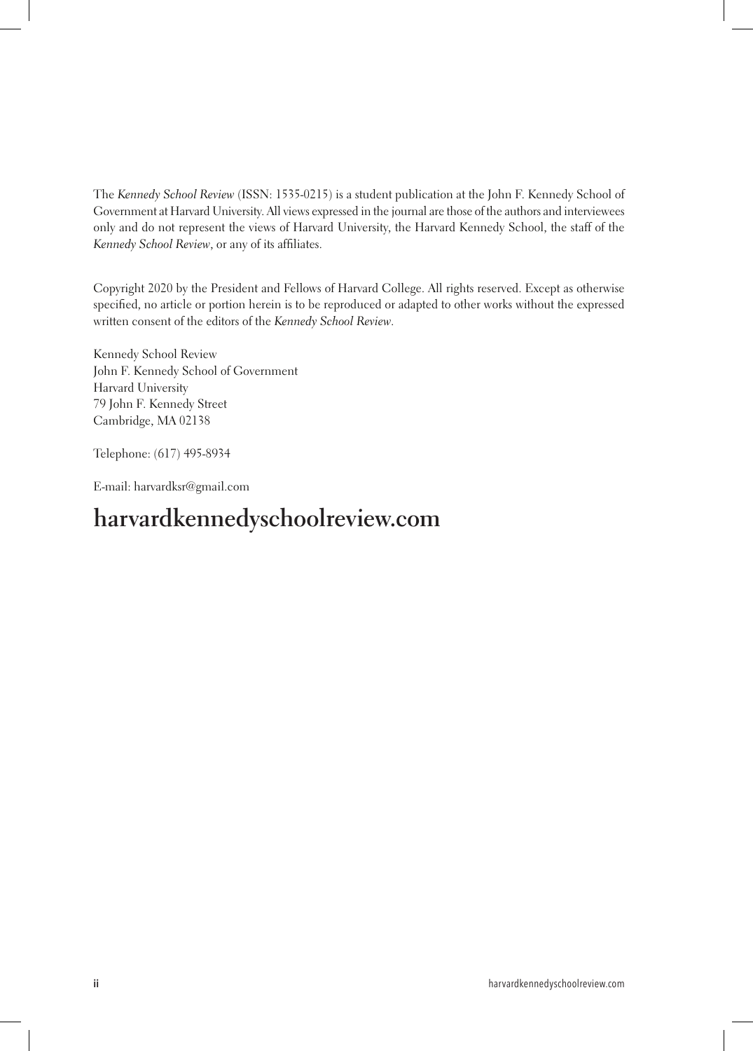The *Kennedy School Review* (ISSN: 1535-0215) is a student publication at the John F. Kennedy School of Government at Harvard University. All views expressed in the journal are those of the authors and interviewees only and do not represent the views of Harvard University, the Harvard Kennedy School, the staff of the *Kennedy School Review*, or any of its affiliates.

Copyright 2020 by the President and Fellows of Harvard College. All rights reserved. Except as otherwise specified, no article or portion herein is to be reproduced or adapted to other works without the expressed written consent of the editors of the *Kennedy School Review*.

Kennedy School Review
John F. Kennedy School of Government
Harvard University
79 John F. Kennedy Street
Cambridge, MA 02138

Telephone: (617) 495-8934

E-mail: harvardksr@gmail.com

**harvardkennedyschoolreview.com**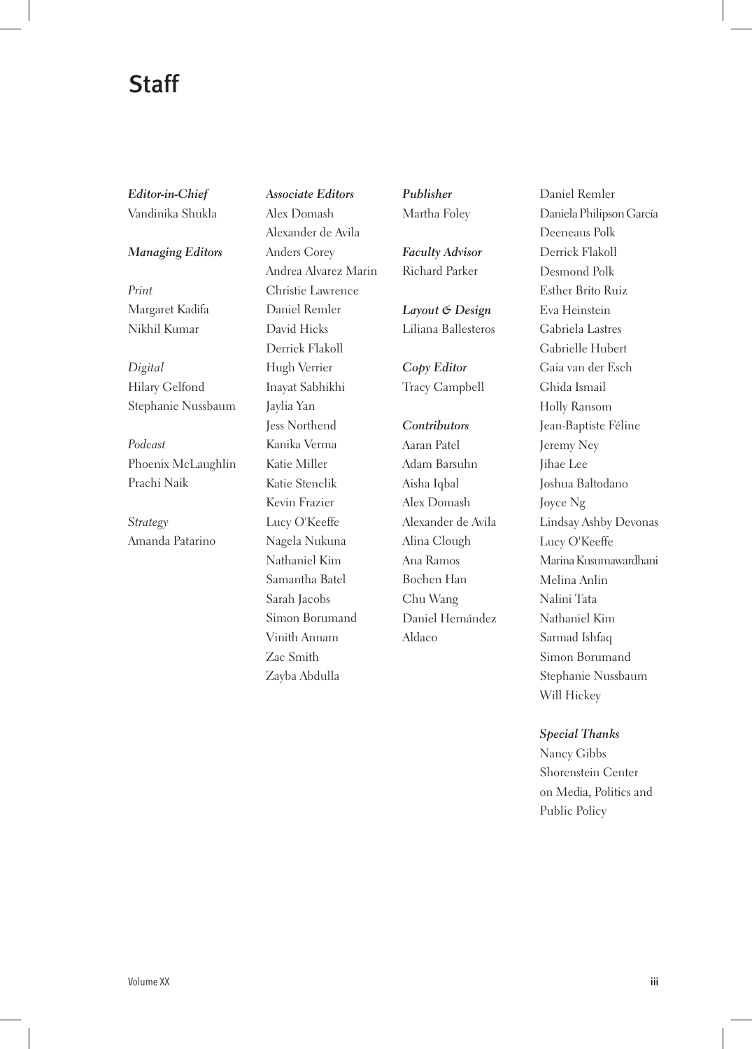# Staff

***Editor-in-Chief***
Vandinika Shukla

***Managing Editors***

*Print*
Margaret Kadifa
Nikhil Kumar

*Digital*
Hilary Gelfond
Stephanie Nussbaum

*Podcast*
Phoenix McLaughlin
Prachi Naik

*Strategy*
Amanda Patarino

***Associate Editors***
Alex Domash
Alexander de Avila
Anders Corey
Andrea Alvarez Marin
Christie Lawrence
Daniel Remler
David Hicks
Derrick Flakoll
Hugh Verrier
Inayat Sabhikhi
Jaylia Yan
Jess Northend
Kanika Verma
Katie Miller
Katie Stenclik
Kevin Frazier
Lucy O'Keeffe
Nagela Nukuna
Nathaniel Kim
Samantha Batel
Sarah Jacobs
Simon Borumand
Vinith Annam
Zac Smith
Zayba Abdulla

***Publisher***
Martha Foley

***Faculty Advisor***
Richard Parker

***Layout & Design***
Liliana Ballesteros

***Copy Editor***
Tracy Campbell

***Contributors***
Aaran Patel
Adam Barsuhn
Aisha Iqbal
Alex Domash
Alexander de Avila
Alina Clough
Ana Ramos
Bochen Han
Chu Wang
Daniel Hernández Aldaco
Daniel Remler
Daniela Philipson García
Deeneaus Polk
Derrick Flakoll
Desmond Polk
Esther Brito Ruiz
Eva Heinstein
Gabriela Lastres
Gabrielle Hubert
Gaia van der Esch
Ghida Ismail
Holly Ransom
Jean-Baptiste Féline
Jeremy Ney
Jihae Lee
Joshua Baltodano
Joyce Ng
Lindsay Ashby Devonas
Lucy O'Keeffe
Marina Kusumawardhani
Melina Anlin
Nalini Tata
Nathaniel Kim
Sarmad Ishfaq
Simon Borumand
Stephanie Nussbaum
Will Hickey

***Special Thanks***
Nancy Gibbs
Shorenstein Center on Media, Politics and Public Policy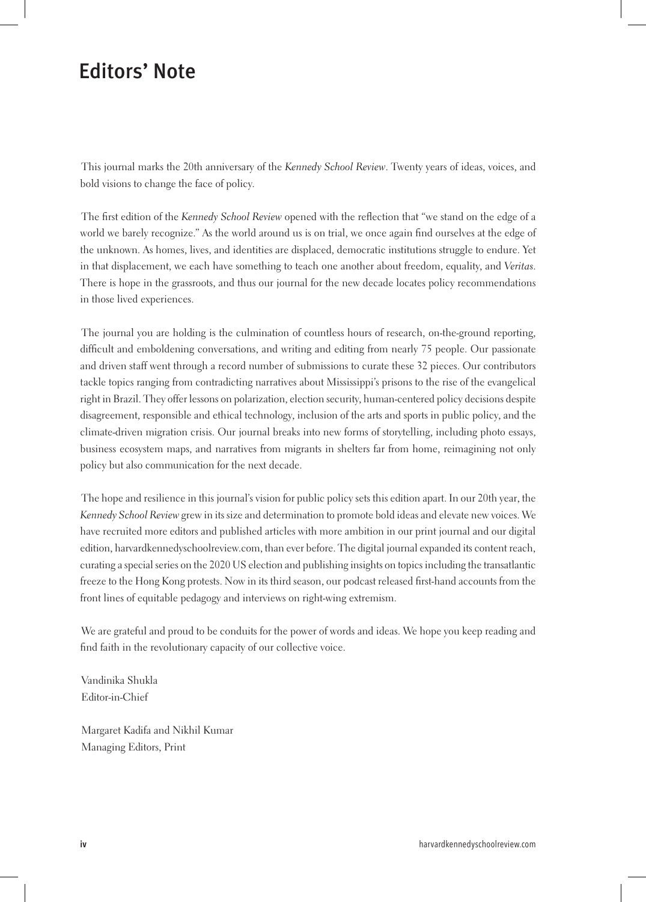# Editors' Note

This journal marks the 20th anniversary of the *Kennedy School Review*. Twenty years of ideas, voices, and bold visions to change the face of policy.

The first edition of the *Kennedy School Review* opened with the reflection that "we stand on the edge of a world we barely recognize." As the world around us is on trial, we once again find ourselves at the edge of the unknown. As homes, lives, and identities are displaced, democratic institutions struggle to endure. Yet in that displacement, we each have something to teach one another about freedom, equality, and *Veritas*. There is hope in the grassroots, and thus our journal for the new decade locates policy recommendations in those lived experiences.

The journal you are holding is the culmination of countless hours of research, on-the-ground reporting, difficult and emboldening conversations, and writing and editing from nearly 75 people. Our passionate and driven staff went through a record number of submissions to curate these 32 pieces. Our contributors tackle topics ranging from contradicting narratives about Mississippi's prisons to the rise of the evangelical right in Brazil. They offer lessons on polarization, election security, human-centered policy decisions despite disagreement, responsible and ethical technology, inclusion of the arts and sports in public policy, and the climate-driven migration crisis. Our journal breaks into new forms of storytelling, including photo essays, business ecosystem maps, and narratives from migrants in shelters far from home, reimagining not only policy but also communication for the next decade.

The hope and resilience in this journal's vision for public policy sets this edition apart. In our 20th year, the *Kennedy School Review* grew in its size and determination to promote bold ideas and elevate new voices. We have recruited more editors and published articles with more ambition in our print journal and our digital edition, harvardkennedyschoolreview.com, than ever before. The digital journal expanded its content reach, curating a special series on the 2020 US election and publishing insights on topics including the transatlantic freeze to the Hong Kong protests. Now in its third season, our podcast released first-hand accounts from the front lines of equitable pedagogy and interviews on right-wing extremism.

We are grateful and proud to be conduits for the power of words and ideas. We hope you keep reading and find faith in the revolutionary capacity of our collective voice.

Vandinika Shukla
Editor-in-Chief

Margaret Kadifa and Nikhil Kumar
Managing Editors, Print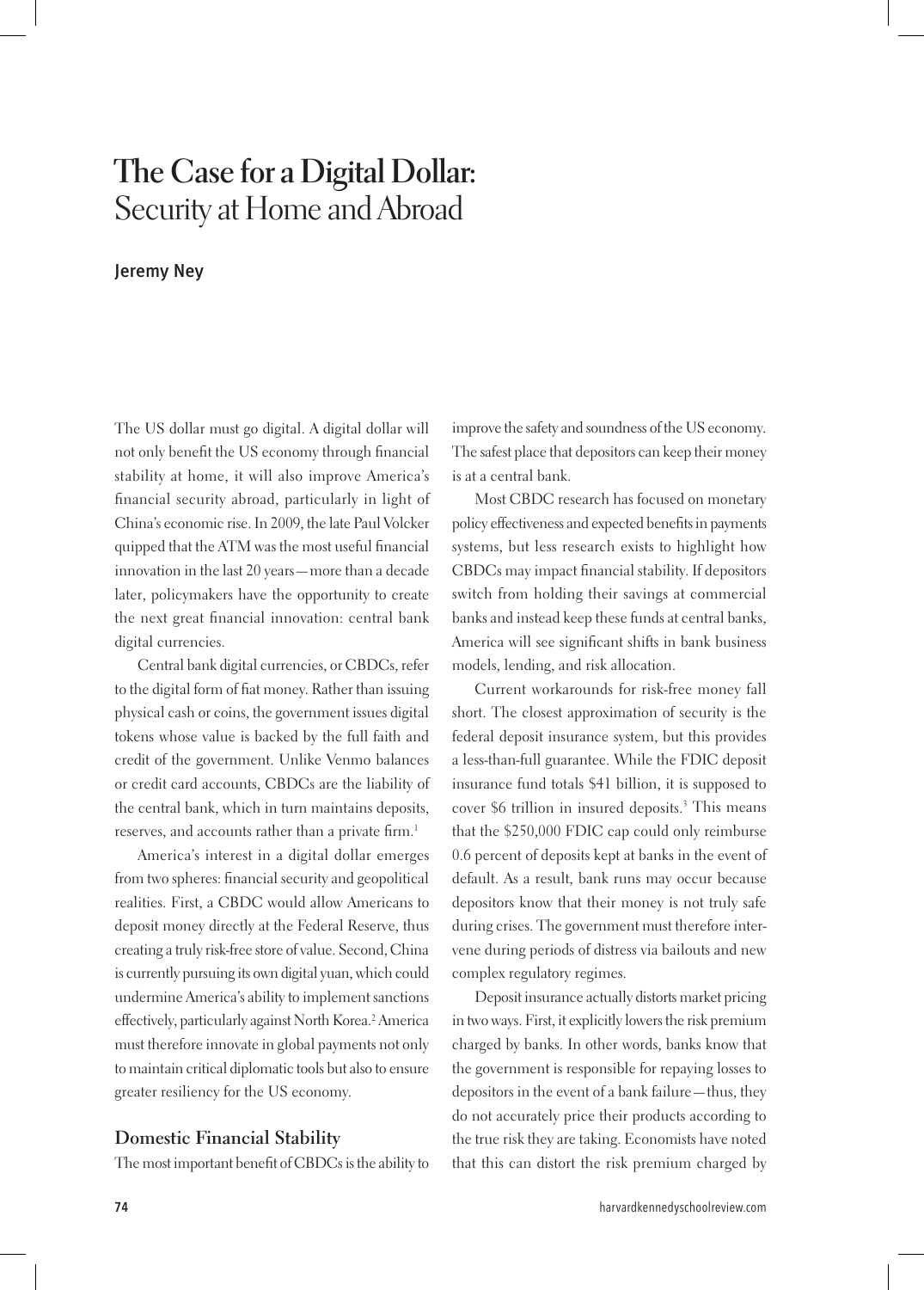# The Case for a Digital Dollar: Security at Home and Abroad

Jeremy Ney

The US dollar must go digital. A digital dollar will not only benefit the US economy through financial stability at home, it will also improve America's financial security abroad, particularly in light of China's economic rise. In 2009, the late Paul Volcker quipped that the ATM was the most useful financial innovation in the last 20 years—more than a decade later, policymakers have the opportunity to create the next great financial innovation: central bank digital currencies.

Central bank digital currencies, or CBDCs, refer to the digital form of fiat money. Rather than issuing physical cash or coins, the government issues digital tokens whose value is backed by the full faith and credit of the government. Unlike Venmo balances or credit card accounts, CBDCs are the liability of the central bank, which in turn maintains deposits, reserves, and accounts rather than a private firm.[1]

America's interest in a digital dollar emerges from two spheres: financial security and geopolitical realities. First, a CBDC would allow Americans to deposit money directly at the Federal Reserve, thus creating a truly risk-free store of value. Second, China is currently pursuing its own digital yuan, which could undermine America's ability to implement sanctions effectively, particularly against North Korea.[2] America must therefore innovate in global payments not only to maintain critical diplomatic tools but also to ensure greater resiliency for the US economy.

## Domestic Financial Stability

The most important benefit of CBDCs is the ability to improve the safety and soundness of the US economy. The safest place that depositors can keep their money is at a central bank.

Most CBDC research has focused on monetary policy effectiveness and expected benefits in payments systems, but less research exists to highlight how CBDCs may impact financial stability. If depositors switch from holding their savings at commercial banks and instead keep these funds at central banks, America will see significant shifts in bank business models, lending, and risk allocation.

Current workarounds for risk-free money fall short. The closest approximation of security is the federal deposit insurance system, but this provides a less-than-full guarantee. While the FDIC deposit insurance fund totals $41 billion, it is supposed to cover $6 trillion in insured deposits.[3] This means that the $250,000 FDIC cap could only reimburse 0.6 percent of deposits kept at banks in the event of default. As a result, bank runs may occur because depositors know that their money is not truly safe during crises. The government must therefore intervene during periods of distress via bailouts and new complex regulatory regimes.

Deposit insurance actually distorts market pricing in two ways. First, it explicitly lowers the risk premium charged by banks. In other words, banks know that the government is responsible for repaying losses to depositors in the event of a bank failure—thus, they do not accurately price their products according to the true risk they are taking. Economists have noted that this can distort the risk premium charged by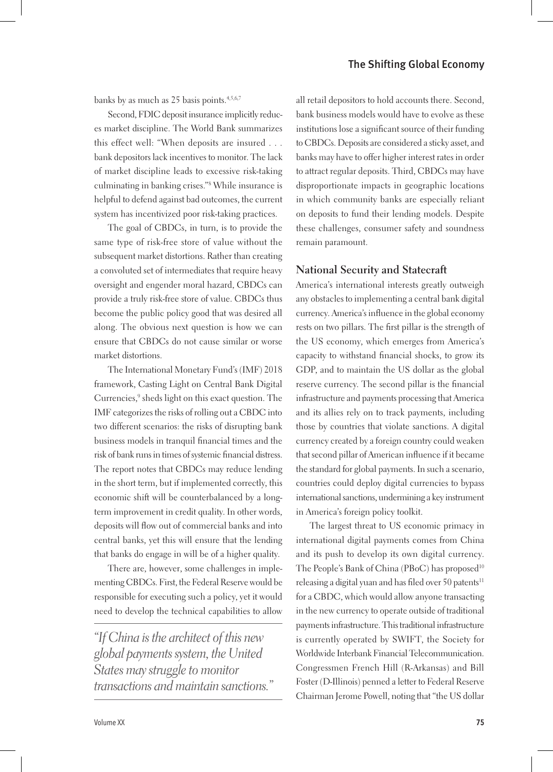banks by as much as 25 basis points.[4,5,6,7]

Second, FDIC deposit insurance implicitly reduces market discipline. The World Bank summarizes this effect well: "When deposits are insured . . . bank depositors lack incentives to monitor. The lack of market discipline leads to excessive risk-taking culminating in banking crises."[8] While insurance is helpful to defend against bad outcomes, the current system has incentivized poor risk-taking practices.

The goal of CBDCs, in turn, is to provide the same type of risk-free store of value without the subsequent market distortions. Rather than creating a convoluted set of intermediates that require heavy oversight and engender moral hazard, CBDCs can provide a truly risk-free store of value. CBDCs thus become the public policy good that was desired all along. The obvious next question is how we can ensure that CBDCs do not cause similar or worse market distortions.

The International Monetary Fund's (IMF) 2018 framework, Casting Light on Central Bank Digital Currencies,[9] sheds light on this exact question. The IMF categorizes the risks of rolling out a CBDC into two different scenarios: the risks of disrupting bank business models in tranquil financial times and the risk of bank runs in times of systemic financial distress. The report notes that CBDCs may reduce lending in the short term, but if implemented correctly, this economic shift will be counterbalanced by a long-term improvement in credit quality. In other words, deposits will flow out of commercial banks and into central banks, yet this will ensure that the lending that banks do engage in will be of a higher quality.

There are, however, some challenges in implementing CBDCs. First, the Federal Reserve would be responsible for executing such a policy, yet it would need to develop the technical capabilities to allow all retail depositors to hold accounts there. Second, bank business models would have to evolve as these institutions lose a significant source of their funding to CBDCs. Deposits are considered a sticky asset, and banks may have to offer higher interest rates in order to attract regular deposits. Third, CBDCs may have disproportionate impacts in geographic locations in which community banks are especially reliant on deposits to fund their lending models. Despite these challenges, consumer safety and soundness remain paramount.

> *"If China is the architect of this new global payments system, the United States may struggle to monitor transactions and maintain sanctions."*

## National Security and Statecraft

America's international interests greatly outweigh any obstacles to implementing a central bank digital currency. America's influence in the global economy rests on two pillars. The first pillar is the strength of the US economy, which emerges from America's capacity to withstand financial shocks, to grow its GDP, and to maintain the US dollar as the global reserve currency. The second pillar is the financial infrastructure and payments processing that America and its allies rely on to track payments, including those by countries that violate sanctions. A digital currency created by a foreign country could weaken that second pillar of American influence if it became the standard for global payments. In such a scenario, countries could deploy digital currencies to bypass international sanctions, undermining a key instrument in America's foreign policy toolkit.

The largest threat to US economic primacy in international digital payments comes from China and its push to develop its own digital currency. The People's Bank of China (PBoC) has proposed[10] releasing a digital yuan and has filed over 50 patents[11] for a CBDC, which would allow anyone transacting in the new currency to operate outside of traditional payments infrastructure. This traditional infrastructure is currently operated by SWIFT, the Society for Worldwide Interbank Financial Telecommunication. Congressmen French Hill (R-Arkansas) and Bill Foster (D-Illinois) penned a letter to Federal Reserve Chairman Jerome Powell, noting that "the US dollar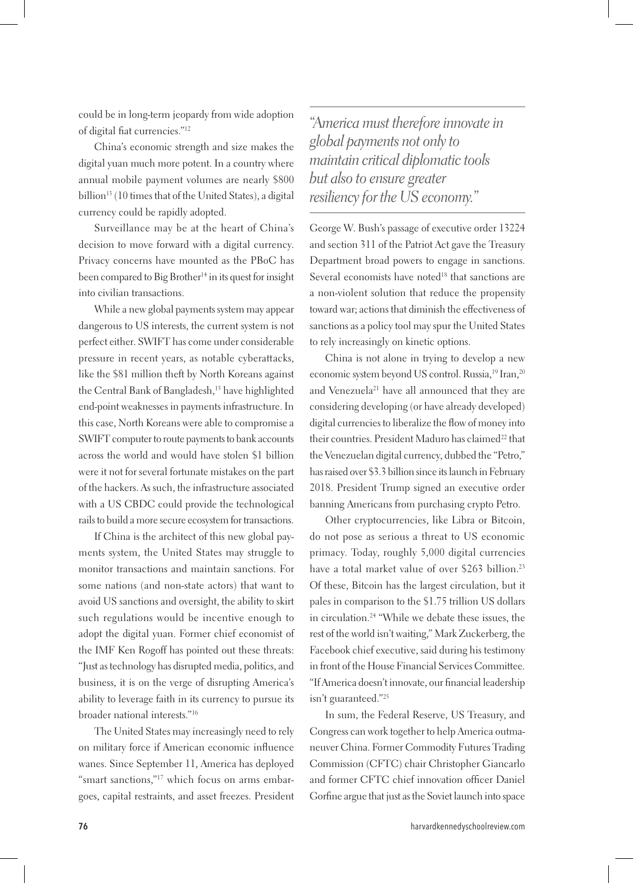could be in long-term jeopardy from wide adoption of digital fiat currencies."[12]

China's economic strength and size makes the digital yuan much more potent. In a country where annual mobile payment volumes are nearly $800 billion[13] (10 times that of the United States), a digital currency could be rapidly adopted.

Surveillance may be at the heart of China's decision to move forward with a digital currency. Privacy concerns have mounted as the PBoC has been compared to Big Brother[14] in its quest for insight into civilian transactions.

While a new global payments system may appear dangerous to US interests, the current system is not perfect either. SWIFT has come under considerable pressure in recent years, as notable cyberattacks, like the $81 million theft by North Koreans against the Central Bank of Bangladesh,[15] have highlighted end-point weaknesses in payments infrastructure. In this case, North Koreans were able to compromise a SWIFT computer to route payments to bank accounts across the world and would have stolen $1 billion were it not for several fortunate mistakes on the part of the hackers. As such, the infrastructure associated with a US CBDC could provide the technological rails to build a more secure ecosystem for transactions.

If China is the architect of this new global payments system, the United States may struggle to monitor transactions and maintain sanctions. For some nations (and non-state actors) that want to avoid US sanctions and oversight, the ability to skirt such regulations would be incentive enough to adopt the digital yuan. Former chief economist of the IMF Ken Rogoff has pointed out these threats: "Just as technology has disrupted media, politics, and business, it is on the verge of disrupting America's ability to leverage faith in its currency to pursue its broader national interests."[16]

The United States may increasingly need to rely on military force if American economic influence wanes. Since September 11, America has deployed "smart sanctions,"[17] which focus on arms embargoes, capital restraints, and asset freezes. President George W. Bush's passage of executive order 13224 and section 311 of the Patriot Act gave the Treasury Department broad powers to engage in sanctions. Several economists have noted[18] that sanctions are a non-violent solution that reduce the propensity toward war; actions that diminish the effectiveness of sanctions as a policy tool may spur the United States to rely increasingly on kinetic options.

> *"America must therefore innovate in global payments not only to maintain critical diplomatic tools but also to ensure greater resiliency for the US economy."*

China is not alone in trying to develop a new economic system beyond US control. Russia,[19] Iran,[20] and Venezuela[21] have all announced that they are considering developing (or have already developed) digital currencies to liberalize the flow of money into their countries. President Maduro has claimed[22] that the Venezuelan digital currency, dubbed the "Petro," has raised over $3.3 billion since its launch in February 2018. President Trump signed an executive order banning Americans from purchasing crypto Petro.

Other cryptocurrencies, like Libra or Bitcoin, do not pose as serious a threat to US economic primacy. Today, roughly 5,000 digital currencies have a total market value of over $263 billion.[23] Of these, Bitcoin has the largest circulation, but it pales in comparison to the $1.75 trillion US dollars in circulation.[24] "While we debate these issues, the rest of the world isn't waiting," Mark Zuckerberg, the Facebook chief executive, said during his testimony in front of the House Financial Services Committee. "If America doesn't innovate, our financial leadership isn't guaranteed."[25]

In sum, the Federal Reserve, US Treasury, and Congress can work together to help America outmaneuver China. Former Commodity Futures Trading Commission (CFTC) chair Christopher Giancarlo and former CFTC chief innovation officer Daniel Gorfine argue that just as the Soviet launch into space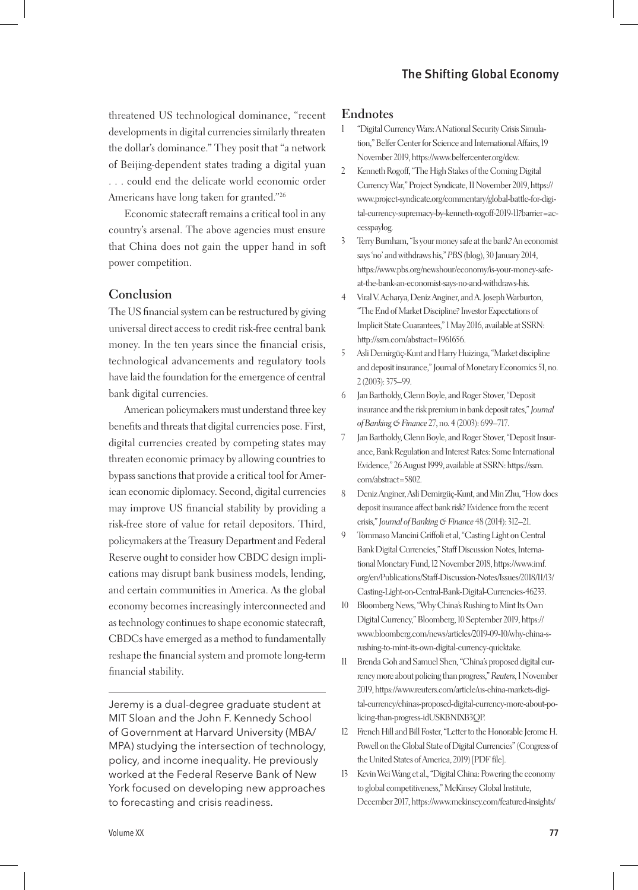threatened US technological dominance, "recent developments in digital currencies similarly threaten the dollar's dominance." They posit that "a network of Beijing-dependent states trading a digital yuan . . . could end the delicate world economic order Americans have long taken for granted."[26]

Economic statecraft remains a critical tool in any country's arsenal. The above agencies must ensure that China does not gain the upper hand in soft power competition.

## Conclusion

The US financial system can be restructured by giving universal direct access to credit risk-free central bank money. In the ten years since the financial crisis, technological advancements and regulatory tools have laid the foundation for the emergence of central bank digital currencies.

American policymakers must understand three key benefits and threats that digital currencies pose. First, digital currencies created by competing states may threaten economic primacy by allowing countries to bypass sanctions that provide a critical tool for American economic diplomacy. Second, digital currencies may improve US financial stability by providing a risk-free store of value for retail depositors. Third, policymakers at the Treasury Department and Federal Reserve ought to consider how CBDC design implications may disrupt bank business models, lending, and certain communities in America. As the global economy becomes increasingly interconnected and as technology continues to shape economic statecraft, CBDCs have emerged as a method to fundamentally reshape the financial system and promote long-term financial stability.

---

Jeremy is a dual-degree graduate student at MIT Sloan and the John F. Kennedy School of Government at Harvard University (MBA/MPA) studying the intersection of technology, policy, and income inequality. He previously worked at the Federal Reserve Bank of New York focused on developing new approaches to forecasting and crisis readiness.

## Endnotes

1. "Digital Currency Wars: A National Security Crisis Simulation," Belfer Center for Science and International Affairs, 19 November 2019, https://www.belfercenter.org/dcw.
2. Kenneth Rogoff, "The High Stakes of the Coming Digital Currency War," Project Syndicate, 11 November 2019, https://www.project-syndicate.org/commentary/global-battle-for-digital-currency-supremacy-by-kenneth-rogoff-2019-11?barrier=accesspaylog.
3. Terry Burnham, "Is your money safe at the bank? An economist says 'no' and withdraws his," *PBS* (blog), 30 January 2014, https://www.pbs.org/newshour/economy/is-your-money-safe-at-the-bank-an-economist-says-no-and-withdraws-his.
4. Viral V. Acharya, Deniz Anginer, and A. Joseph Warburton, "The End of Market Discipline? Investor Expectations of Implicit State Guarantees," 1 May 2016, available at SSRN: http://ssrn.com/abstract=1961656.
5. Asli Demirgüç-Kunt and Harry Huizinga, "Market discipline and deposit insurance," Journal of Monetary Economics 51, no. 2 (2003): 375–99.
6. Jan Bartholdy, Glenn Boyle, and Roger Stover, "Deposit insurance and the risk premium in bank deposit rates," *Journal of Banking & Finance* 27, no. 4 (2003): 699–717.
7. Jan Bartholdy, Glenn Boyle, and Roger Stover, "Deposit Insurance, Bank Regulation and Interest Rates: Some International Evidence," 26 August 1999, available at SSRN: https://ssrn.com/abstract=5802.
8. Deniz Anginer, Asli Demirgüç-Kunt, and Min Zhu, "How does deposit insurance affect bank risk? Evidence from the recent crisis," *Journal of Banking & Finance* 48 (2014): 312–21.
9. Tommaso Mancini Griffoli et al, "Casting Light on Central Bank Digital Currencies," Staff Discussion Notes, International Monetary Fund, 12 November 2018, https://www.imf.org/en/Publications/Staff-Discussion-Notes/Issues/2018/11/13/Casting-Light-on-Central-Bank-Digital-Currencies-46233.
10. Bloomberg News, "Why China's Rushing to Mint Its Own Digital Currency," Bloomberg, 10 September 2019, https://www.bloomberg.com/news/articles/2019-09-10/why-china-s-rushing-to-mint-its-own-digital-currency-quicktake.
11. Brenda Goh and Samuel Shen, "China's proposed digital currency more about policing than progress," *Reuters*, 1 November 2019, https://www.reuters.com/article/us-china-markets-digital-currency/chinas-proposed-digital-currency-more-about-policing-than-progress-idUSKBN1XB3QP.
12. French Hill and Bill Foster, "Letter to the Honorable Jerome H. Powell on the Global State of Digital Currencies" (Congress of the United States of America, 2019) [PDF file].
13. Kevin Wei Wang et al., "Digital China: Powering the economy to global competitiveness," McKinsey Global Institute, December 2017, https://www.mckinsey.com/featured-insights/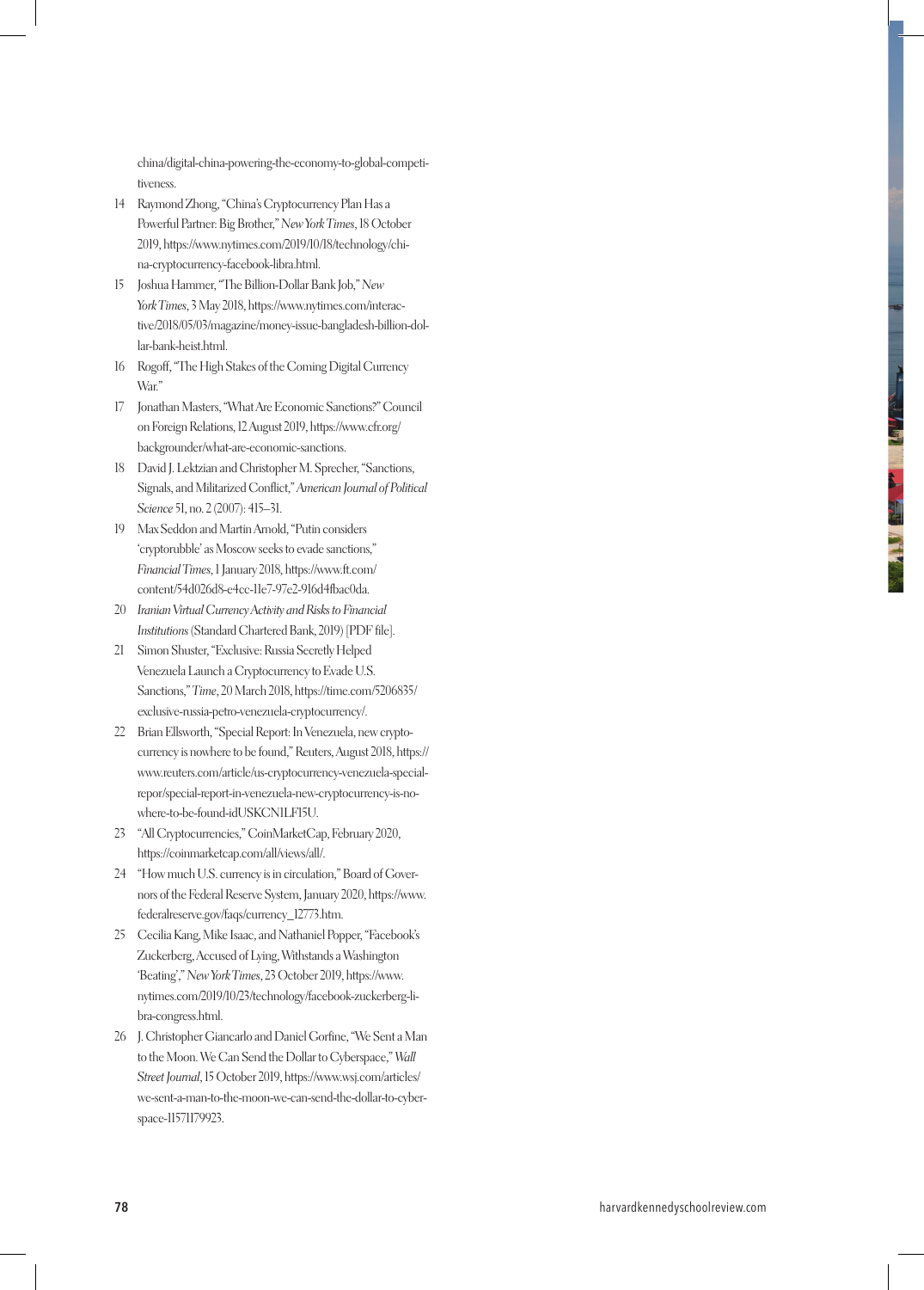china/digital-china-powering-the-economy-to-global-competitiveness.

14. Raymond Zhong, "China's Cryptocurrency Plan Has a Powerful Partner: Big Brother," *New York Times*, 18 October 2019, https://www.nytimes.com/2019/10/18/technology/china-cryptocurrency-facebook-libra.html.
15. Joshua Hammer, "The Billion-Dollar Bank Job," *New York Times*, 3 May 2018, https://www.nytimes.com/interactive/2018/05/03/magazine/money-issue-bangladesh-billion-dollar-bank-heist.html.
16. Rogoff, "The High Stakes of the Coming Digital Currency War."
17. Jonathan Masters, "What Are Economic Sanctions?" Council on Foreign Relations, 12 August 2019, https://www.cfr.org/backgrounder/what-are-economic-sanctions.
18. David J. Lektzian and Christopher M. Sprecher, "Sanctions, Signals, and Militarized Conflict," *American Journal of Political Science* 51, no. 2 (2007): 415–31.
19. Max Seddon and Martin Arnold, "Putin considers 'cryptorubble' as Moscow seeks to evade sanctions," *Financial Times*, 1 January 2018, https://www.ft.com/content/54d026d8-e4cc-11e7-97e2-916d4fbac0da.
20. *Iranian Virtual Currency Activity and Risks to Financial Institutions* (Standard Chartered Bank, 2019) [PDF file].
21. Simon Shuster, "Exclusive: Russia Secretly Helped Venezuela Launch a Cryptocurrency to Evade U.S. Sanctions," *Time*, 20 March 2018, https://time.com/5206835/exclusive-russia-petro-venezuela-cryptocurrency/.
22. Brian Ellsworth, "Special Report: In Venezuela, new cryptocurrency is nowhere to be found," Reuters, August 2018, https://www.reuters.com/article/us-cryptocurrency-venezuela-specialrepor/special-report-in-venezuela-new-cryptocurrency-is-nowhere-to-be-found-idUSKCN1LF15U.
23. "All Cryptocurrencies," CoinMarketCap, February 2020, https://coinmarketcap.com/all/views/all/.
24. "How much U.S. currency is in circulation," Board of Governors of the Federal Reserve System, January 2020, https://www.federalreserve.gov/faqs/currency_12773.htm.
25. Cecilia Kang, Mike Isaac, and Nathaniel Popper, "Facebook's Zuckerberg, Accused of Lying, Withstands a Washington 'Beating'," *New York Times*, 23 October 2019, https://www.nytimes.com/2019/10/23/technology/facebook-zuckerberg-libra-congress.html.
26. J. Christopher Giancarlo and Daniel Gorfine, "We Sent a Man to the Moon. We Can Send the Dollar to Cyberspace," *Wall Street Journal*, 15 October 2019, https://www.wsj.com/articles/we-sent-a-man-to-the-moon-we-can-send-the-dollar-to-cyberspace-11571179923.